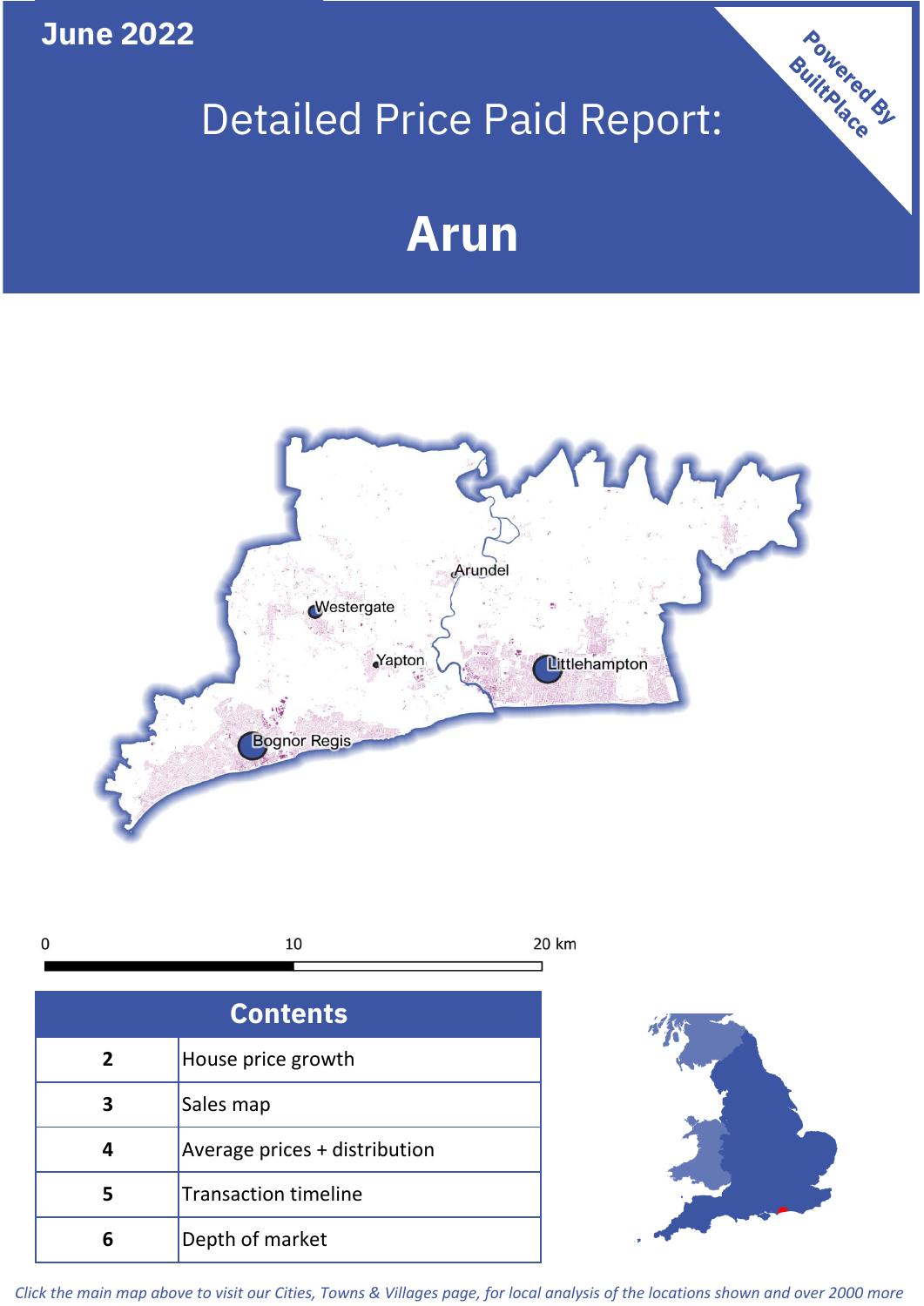June 2022

# Detailed Price Paid Report:

# Arun

Powered By BuiltPlace

Arundel

Westergate

Yapton

Littlehampton

Bognor Regis

0 10 20 km

| Contents | |
|---|---|
| 2 | House price growth |
| 3 | Sales map |
| 4 | Average prices + distribution |
| 5 | Transaction timeline |
| 6 | Depth of market |

*Click the main map above to visit our Cities, Towns & Villages page, for local analysis of the locations shown and over 2000 more*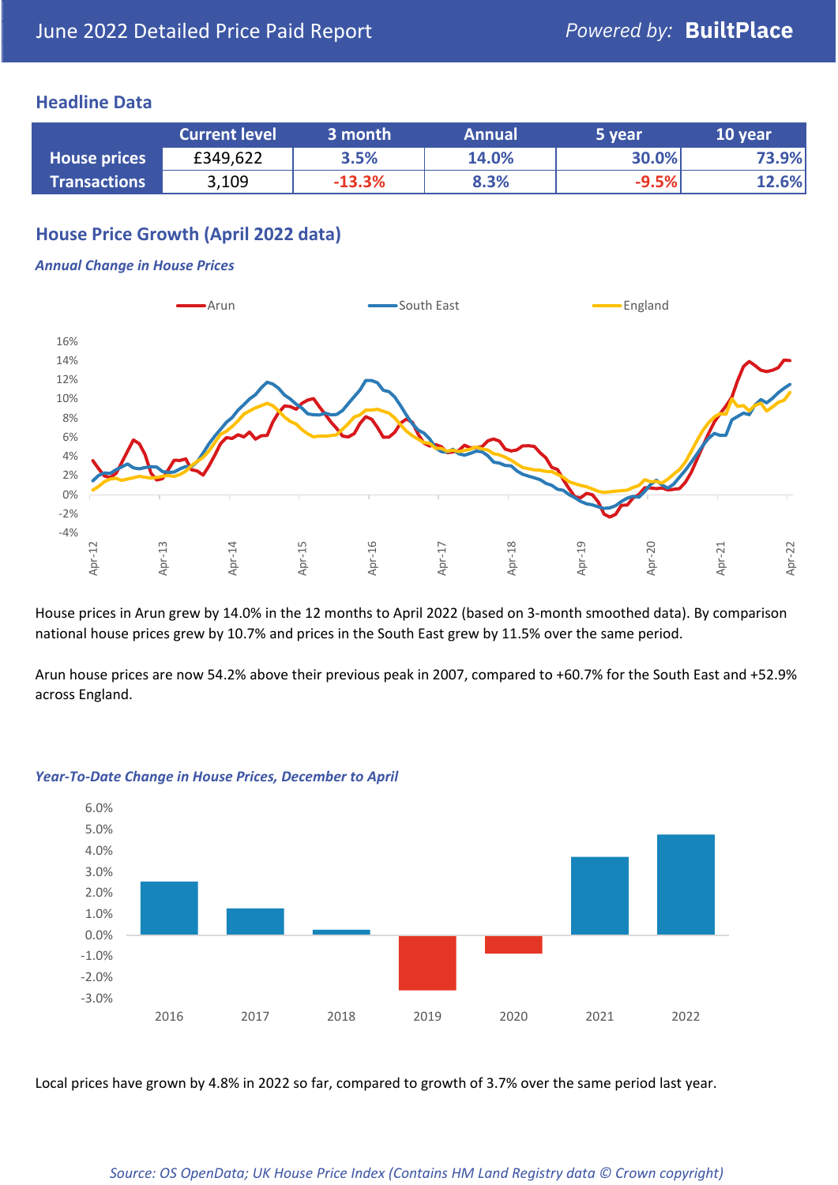# June 2022 Detailed Price Paid Report

*Powered by:* **BuiltPlace**

## Headline Data

| | Current level | 3 month | Annual | 5 year | 10 year |
|---|---|---|---|---|---|
| **House prices** | £349,622 | 3.5% | 14.0% | 30.0% | 73.9% |
| **Transactions** | 3,109 | -13.3% | 8.3% | -9.5% | 12.6% |

## House Price Growth (April 2022 data)

***Annual Change in House Prices***

House prices in Arun grew by 14.0% in the 12 months to April 2022 (based on 3-month smoothed data). By comparison national house prices grew by 10.7% and prices in the South East grew by 11.5% over the same period.

Arun house prices are now 54.2% above their previous peak in 2007, compared to +60.7% for the South East and +52.9% across England.

***Year-To-Date Change in House Prices, December to April***

Local prices have grown by 4.8% in 2022 so far, compared to growth of 3.7% over the same period last year.

*Source: OS OpenData; UK House Price Index (Contains HM Land Registry data © Crown copyright)*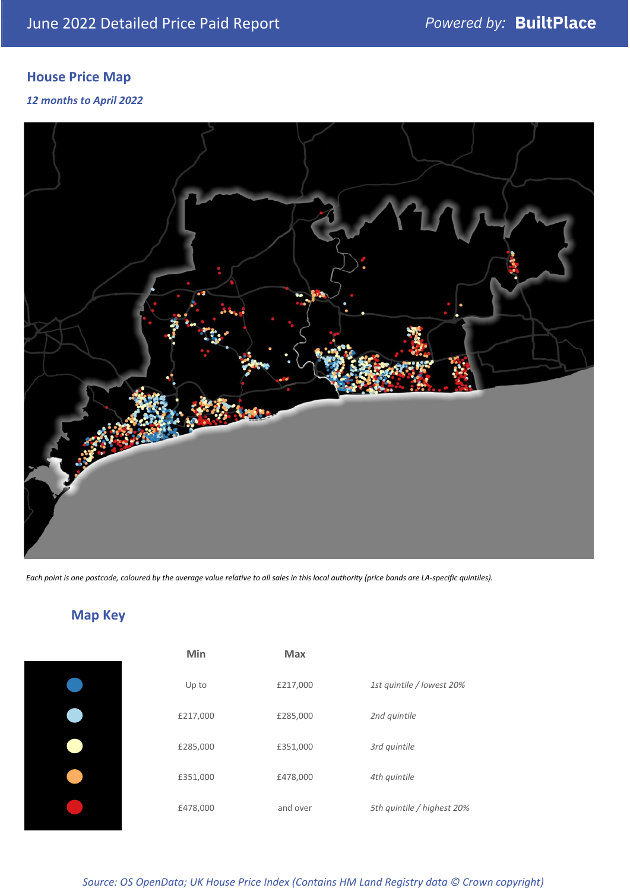## House Price Map

*12 months to April 2022*

*Each point is one postcode, coloured by the average value relative to all sales in this local authority (price bands are LA-specific quintiles).*

## Map Key

| | Min | Max | |
|---|---|---|---|
| ● | Up to | £217,000 | *1st quintile / lowest 20%* |
| ● | £217,000 | £285,000 | *2nd quintile* |
| ● | £285,000 | £351,000 | *3rd quintile* |
| ● | £351,000 | £478,000 | *4th quintile* |
| ● | £478,000 | and over | *5th quintile / highest 20%* |

*Source: OS OpenData; UK House Price Index (Contains HM Land Registry data © Crown copyright)*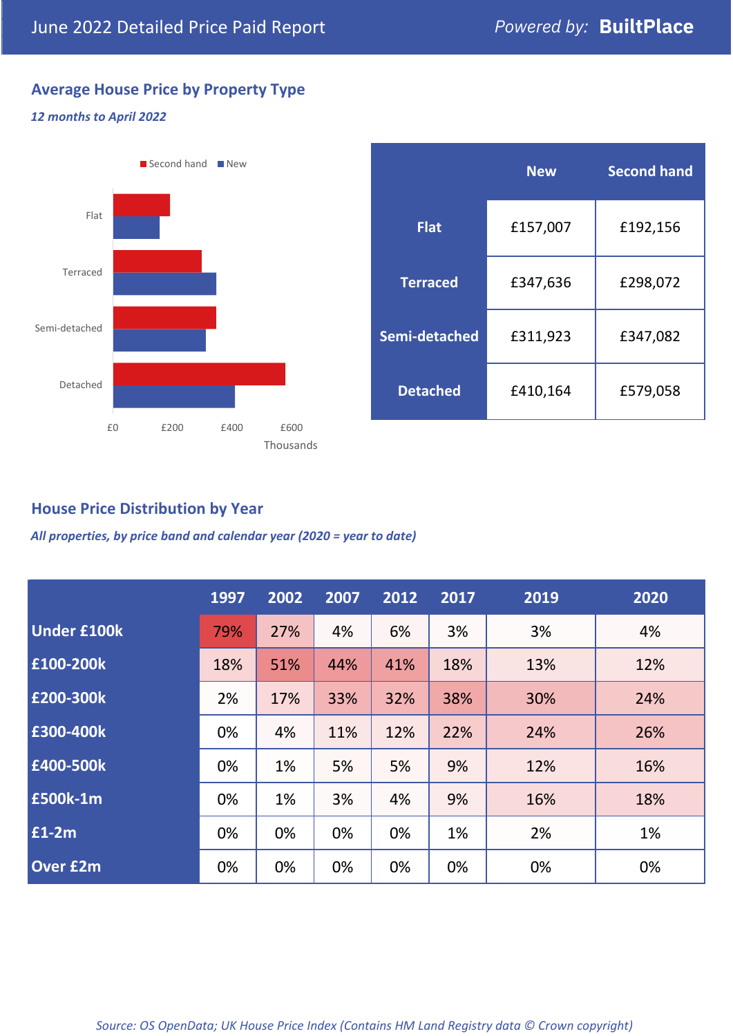# June 2022 Detailed Price Paid Report

*Powered by:* **BuiltPlace**

## Average House Price by Property Type

***12 months to April 2022***

|  | New | Second hand |
|---|---|---|
| **Flat** | £157,007 | £192,156 |
| **Terraced** | £347,636 | £298,072 |
| **Semi-detached** | £311,923 | £347,082 |
| **Detached** | £410,164 | £579,058 |

## House Price Distribution by Year

***All properties, by price band and calendar year (2020 = year to date)***

|  | 1997 | 2002 | 2007 | 2012 | 2017 | 2019 | 2020 |
|---|---|---|---|---|---|---|---|
| **Under £100k** | 79% | 27% | 4% | 6% | 3% | 3% | 4% |
| **£100-200k** | 18% | 51% | 44% | 41% | 18% | 13% | 12% |
| **£200-300k** | 2% | 17% | 33% | 32% | 38% | 30% | 24% |
| **£300-400k** | 0% | 4% | 11% | 12% | 22% | 24% | 26% |
| **£400-500k** | 0% | 1% | 5% | 5% | 9% | 12% | 16% |
| **£500k-1m** | 0% | 1% | 3% | 4% | 9% | 16% | 18% |
| **£1-2m** | 0% | 0% | 0% | 0% | 1% | 2% | 1% |
| **Over £2m** | 0% | 0% | 0% | 0% | 0% | 0% | 0% |

*Source: OS OpenData; UK House Price Index (Contains HM Land Registry data © Crown copyright)*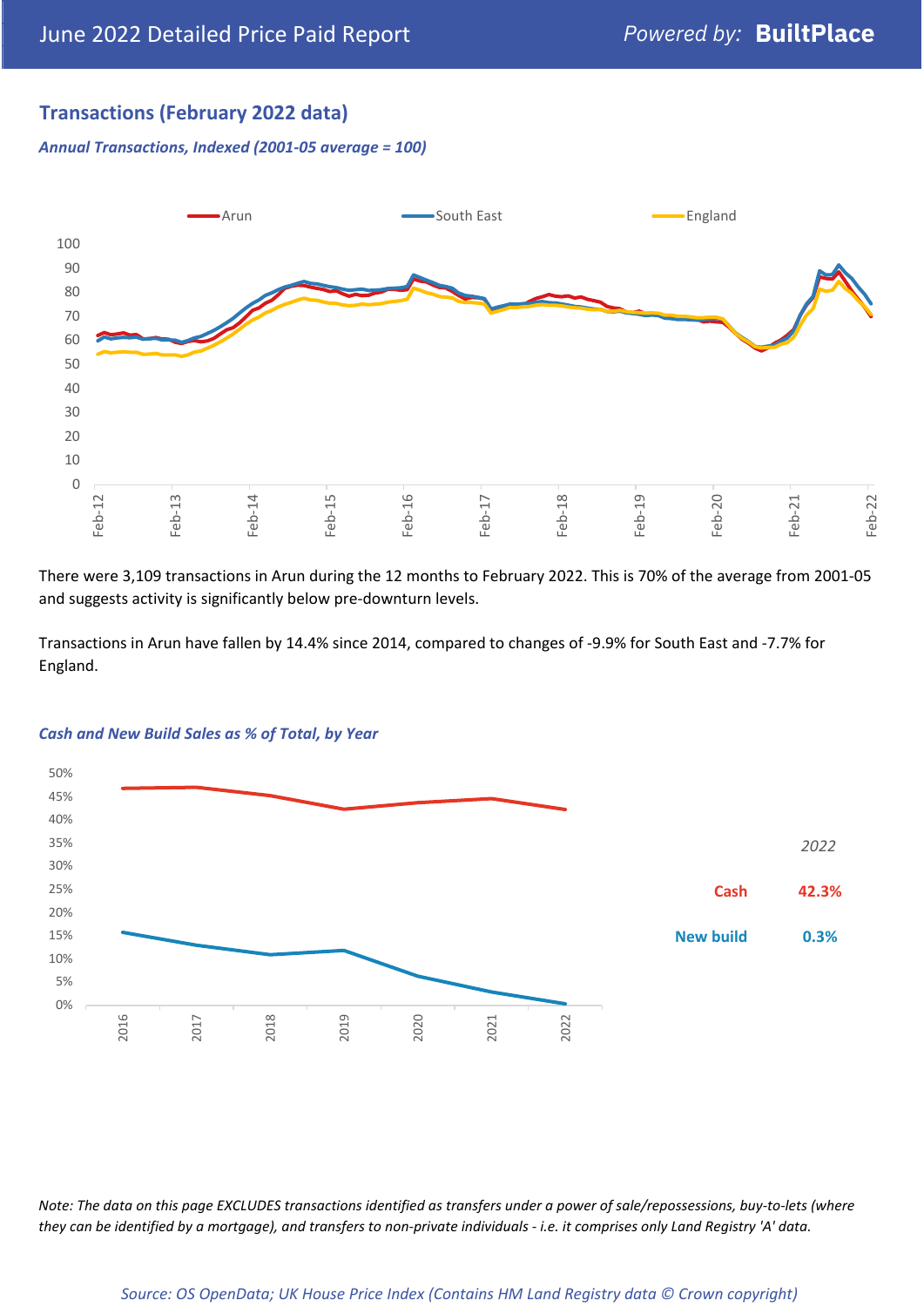## Transactions (February 2022 data)

### *Annual Transactions, Indexed (2001-05 average = 100)*

There were 3,109 transactions in Arun during the 12 months to February 2022. This is 70% of the average from 2001-05 and suggests activity is significantly below pre-downturn levels.

Transactions in Arun have fallen by 14.4% since 2014, compared to changes of -9.9% for South East and -7.7% for England.

### *Cash and New Build Sales as % of Total, by Year*

| 2022 | |
|---|---|
| Cash | 42.3% |
| New build | 0.3% |

*Note: The data on this page EXCLUDES transactions identified as transfers under a power of sale/repossessions, buy-to-lets (where they can be identified by a mortgage), and transfers to non-private individuals - i.e. it comprises only Land Registry 'A' data.*

*Source: OS OpenData; UK House Price Index (Contains HM Land Registry data © Crown copyright)*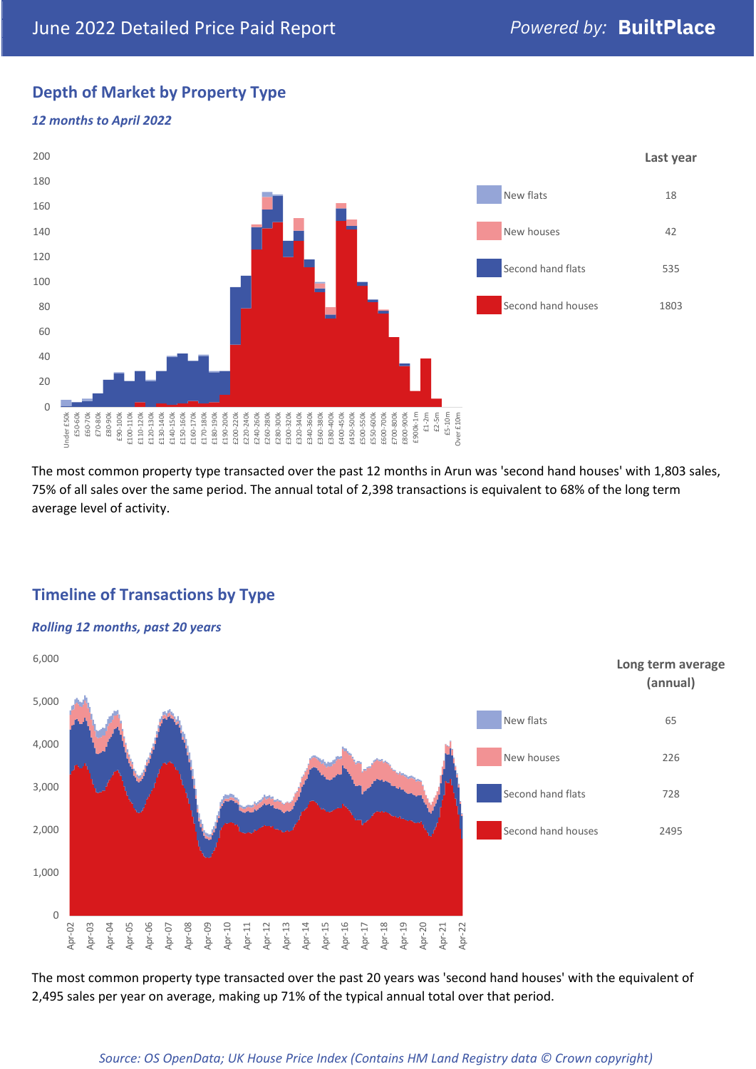June 2022 Detailed Price Paid Report

*Powered by:* **BuiltPlace**

## Depth of Market by Property Type

***12 months to April 2022***

200
180
160
140
120
100
80
60
40
20
0

Under £50k, £50-60k, £60-70k, £70-80k, £80-90k, £90-100k, £100-110k, £110-120k, £120-130k, £130-140k, £140-150k, £150-160k, £160-170k, £170-180k, £180-190k, £190-200k, £200-220k, £220-240k, £240-260k, £260-280k, £280-300k, £300-320k, £320-340k, £340-360k, £360-380k, £380-400k, £400-450k, £450-500k, £500-550k, £550-600k, £600-700k, £700-800k, £800-900k, £900k-1m, £1-2m, £2-5m, £5-10m, Over £10m

Last year

New flats 18

New houses 42

Second hand flats 535

Second hand houses 1803

The most common property type transacted over the past 12 months in Arun was 'second hand houses' with 1,803 sales, 75% of all sales over the same period. The annual total of 2,398 transactions is equivalent to 68% of the long term average level of activity.

## Timeline of Transactions by Type

***Rolling 12 months, past 20 years***

6,000
5,000
4,000
3,000
2,000
1,000
0

Apr-02, Apr-03, Apr-04, Apr-05, Apr-06, Apr-07, Apr-08, Apr-09, Apr-10, Apr-11, Apr-12, Apr-13, Apr-14, Apr-15, Apr-16, Apr-17, Apr-18, Apr-19, Apr-20, Apr-21, Apr-22

Long term average (annual)

New flats 65

New houses 226

Second hand flats 728

Second hand houses 2495

The most common property type transacted over the past 20 years was 'second hand houses' with the equivalent of 2,495 sales per year on average, making up 71% of the typical annual total over that period.

*Source: OS OpenData; UK House Price Index (Contains HM Land Registry data © Crown copyright)*